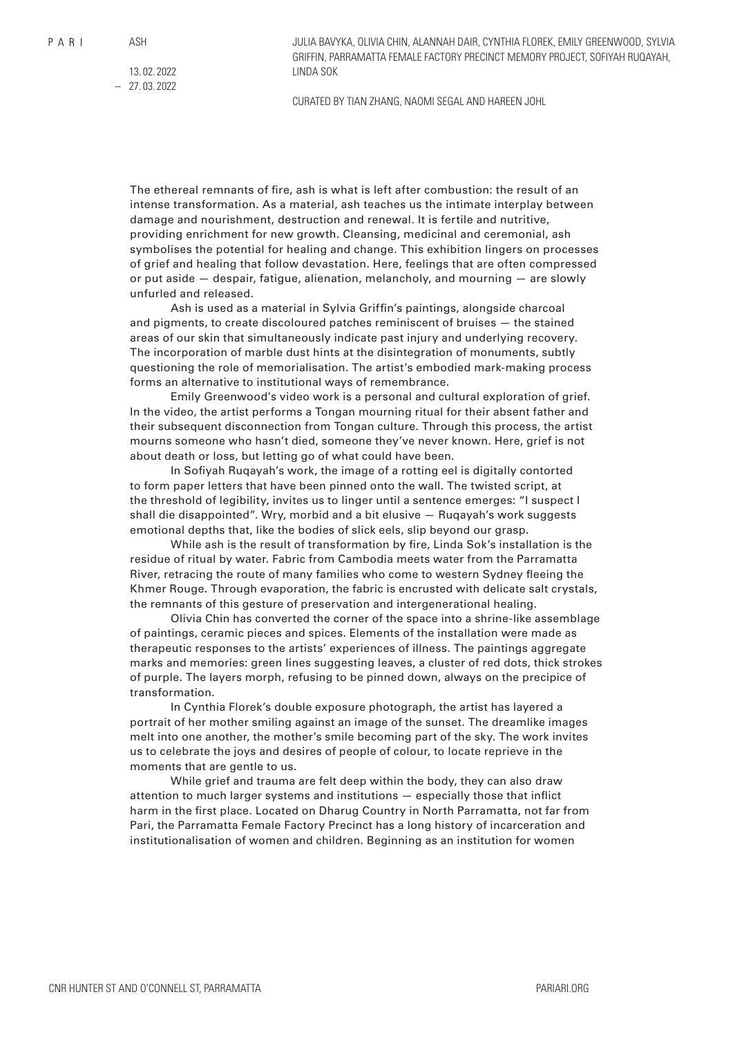PARI

# ASH

13.02.2022 – 27.03.2022

JULIA BAVYKA, OLIVIA CHIN, ALANNAH DAIR, CYNTHIA FLOREK, EMILY GREENWOOD, SYLVIA GRIFFIN, PARRAMATTA FEMALE FACTORY PRECINCT MEMORY PROJECT, SOFIYAH RUQAYAH, LINDA SOK

CURATED BY TIAN ZHANG, NAOMI SEGAL AND HAREEN JOHL

The ethereal remnants of fire, ash is what is left after combustion: the result of an intense transformation. As a material, ash teaches us the intimate interplay between damage and nourishment, destruction and renewal. It is fertile and nutritive, providing enrichment for new growth. Cleansing, medicinal and ceremonial, ash symbolises the potential for healing and change. This exhibition lingers on processes of grief and healing that follow devastation. Here, feelings that are often compressed or put aside — despair, fatigue, alienation, melancholy, and mourning — are slowly unfurled and released.

Ash is used as a material in Sylvia Griffin's paintings, alongside charcoal and pigments, to create discoloured patches reminiscent of bruises — the stained areas of our skin that simultaneously indicate past injury and underlying recovery. The incorporation of marble dust hints at the disintegration of monuments, subtly questioning the role of memorialisation. The artist's embodied mark-making process forms an alternative to institutional ways of remembrance.

Emily Greenwood's video work is a personal and cultural exploration of grief. In the video, the artist performs a Tongan mourning ritual for their absent father and their subsequent disconnection from Tongan culture. Through this process, the artist mourns someone who hasn't died, someone they've never known. Here, grief is not about death or loss, but letting go of what could have been.

In Sofiyah Ruqayah's work, the image of a rotting eel is digitally contorted to form paper letters that have been pinned onto the wall. The twisted script, at the threshold of legibility, invites us to linger until a sentence emerges: "I suspect I shall die disappointed". Wry, morbid and a bit elusive — Ruqayah's work suggests emotional depths that, like the bodies of slick eels, slip beyond our grasp.

While ash is the result of transformation by fire, Linda Sok's installation is the residue of ritual by water. Fabric from Cambodia meets water from the Parramatta River, retracing the route of many families who come to western Sydney fleeing the Khmer Rouge. Through evaporation, the fabric is encrusted with delicate salt crystals, the remnants of this gesture of preservation and intergenerational healing.

Olivia Chin has converted the corner of the space into a shrine-like assemblage of paintings, ceramic pieces and spices. Elements of the installation were made as therapeutic responses to the artists' experiences of illness. The paintings aggregate marks and memories: green lines suggesting leaves, a cluster of red dots, thick strokes of purple. The layers morph, refusing to be pinned down, always on the precipice of transformation.

In Cynthia Florek's double exposure photograph, the artist has layered a portrait of her mother smiling against an image of the sunset. The dreamlike images melt into one another, the mother's smile becoming part of the sky. The work invites us to celebrate the joys and desires of people of colour, to locate reprieve in the moments that are gentle to us.

While grief and trauma are felt deep within the body, they can also draw attention to much larger systems and institutions — especially those that inflict harm in the first place. Located on Dharug Country in North Parramatta, not far from Pari, the Parramatta Female Factory Precinct has a long history of incarceration and institutionalisation of women and children. Beginning as an institution for women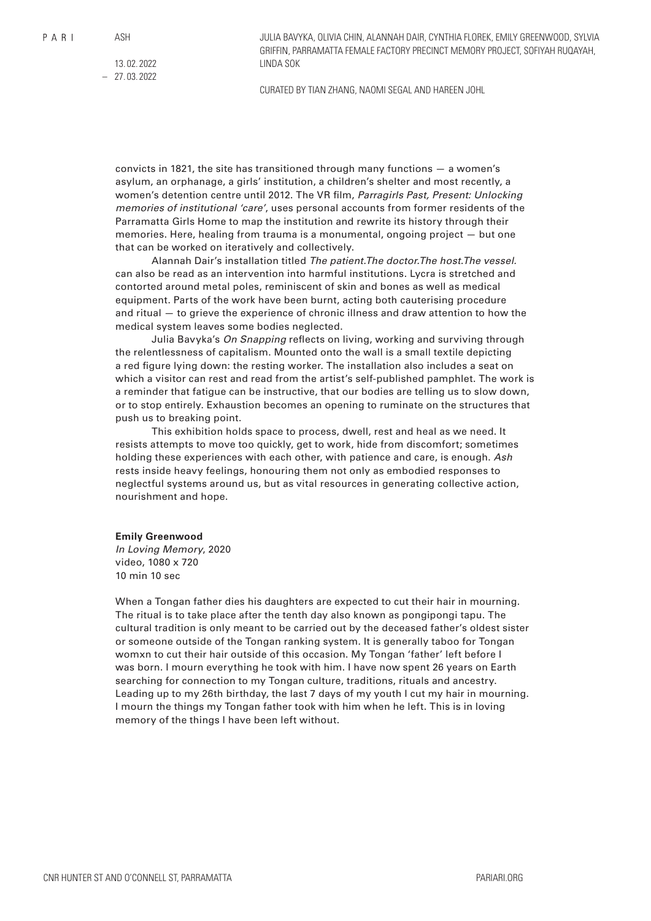convicts in 1821, the site has transitioned through many functions — a women's asylum, an orphanage, a girls' institution, a children's shelter and most recently, a women's detention centre until 2012. The VR film, *Parragirls Past, Present: Unlocking memories of institutional 'care'*, uses personal accounts from former residents of the Parramatta Girls Home to map the institution and rewrite its history through their memories. Here, healing from trauma is a monumental, ongoing project — but one that can be worked on iteratively and collectively.

Alannah Dair's installation titled *The patient.The doctor.The host.The vessel.* can also be read as an intervention into harmful institutions. Lycra is stretched and contorted around metal poles, reminiscent of skin and bones as well as medical equipment. Parts of the work have been burnt, acting both cauterising procedure and ritual — to grieve the experience of chronic illness and draw attention to how the medical system leaves some bodies neglected.

Julia Bavyka's *On Snapping* reflects on living, working and surviving through the relentlessness of capitalism. Mounted onto the wall is a small textile depicting a red figure lying down: the resting worker. The installation also includes a seat on which a visitor can rest and read from the artist's self-published pamphlet. The work is a reminder that fatigue can be instructive, that our bodies are telling us to slow down, or to stop entirely. Exhaustion becomes an opening to ruminate on the structures that push us to breaking point.

This exhibition holds space to process, dwell, rest and heal as we need. It resists attempts to move too quickly, get to work, hide from discomfort; sometimes holding these experiences with each other, with patience and care, is enough. *Ash* rests inside heavy feelings, honouring them not only as embodied responses to neglectful systems around us, but as vital resources in generating collective action, nourishment and hope.

**Emily Greenwood**
*In Loving Memory*, 2020
video, 1080 x 720
10 min 10 sec

When a Tongan father dies his daughters are expected to cut their hair in mourning. The ritual is to take place after the tenth day also known as pongipongi tapu. The cultural tradition is only meant to be carried out by the deceased father's oldest sister or someone outside of the Tongan ranking system. It is generally taboo for Tongan womxn to cut their hair outside of this occasion. My Tongan 'father' left before I was born. I mourn everything he took with him. I have now spent 26 years on Earth searching for connection to my Tongan culture, traditions, rituals and ancestry. Leading up to my 26th birthday, the last 7 days of my youth I cut my hair in mourning. I mourn the things my Tongan father took with him when he left. This is in loving memory of the things I have been left without.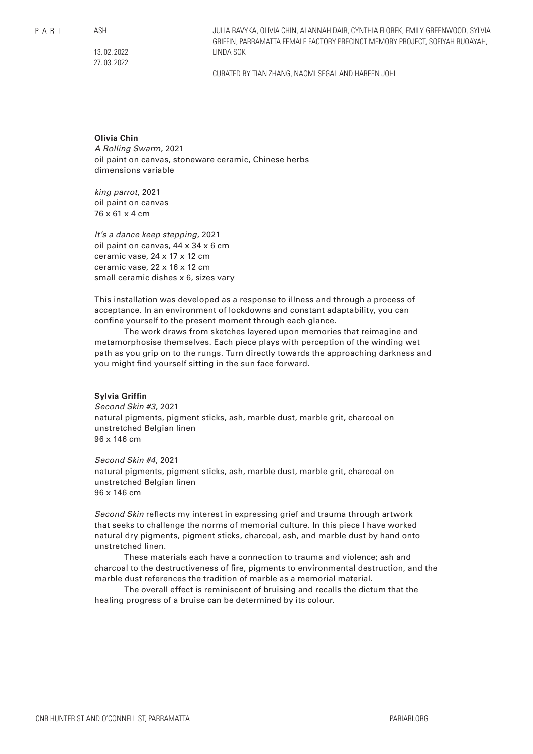**Olivia Chin**
*A Rolling Swarm*, 2021
oil paint on canvas, stoneware ceramic, Chinese herbs
dimensions variable

*king parrot*, 2021
oil paint on canvas
76 x 61 x 4 cm

*It's a dance keep stepping*, 2021
oil paint on canvas, 44 x 34 x 6 cm
ceramic vase, 24 x 17 x 12 cm
ceramic vase, 22 x 16 x 12 cm
small ceramic dishes x 6, sizes vary

This installation was developed as a response to illness and through a process of acceptance. In an environment of lockdowns and constant adaptability, you can confine yourself to the present moment through each glance.

The work draws from sketches layered upon memories that reimagine and metamorphosise themselves. Each piece plays with perception of the winding wet path as you grip on to the rungs. Turn directly towards the approaching darkness and you might find yourself sitting in the sun face forward.

**Sylvia Griffin**
*Second Skin #3*, 2021
natural pigments, pigment sticks, ash, marble dust, marble grit, charcoal on unstretched Belgian linen
96 x 146 cm

*Second Skin #4*, 2021
natural pigments, pigment sticks, ash, marble dust, marble grit, charcoal on unstretched Belgian linen
96 x 146 cm

*Second Skin* reflects my interest in expressing grief and trauma through artwork that seeks to challenge the norms of memorial culture. In this piece I have worked natural dry pigments, pigment sticks, charcoal, ash, and marble dust by hand onto unstretched linen.

These materials each have a connection to trauma and violence; ash and charcoal to the destructiveness of fire, pigments to environmental destruction, and the marble dust references the tradition of marble as a memorial material.

The overall effect is reminiscent of bruising and recalls the dictum that the healing progress of a bruise can be determined by its colour.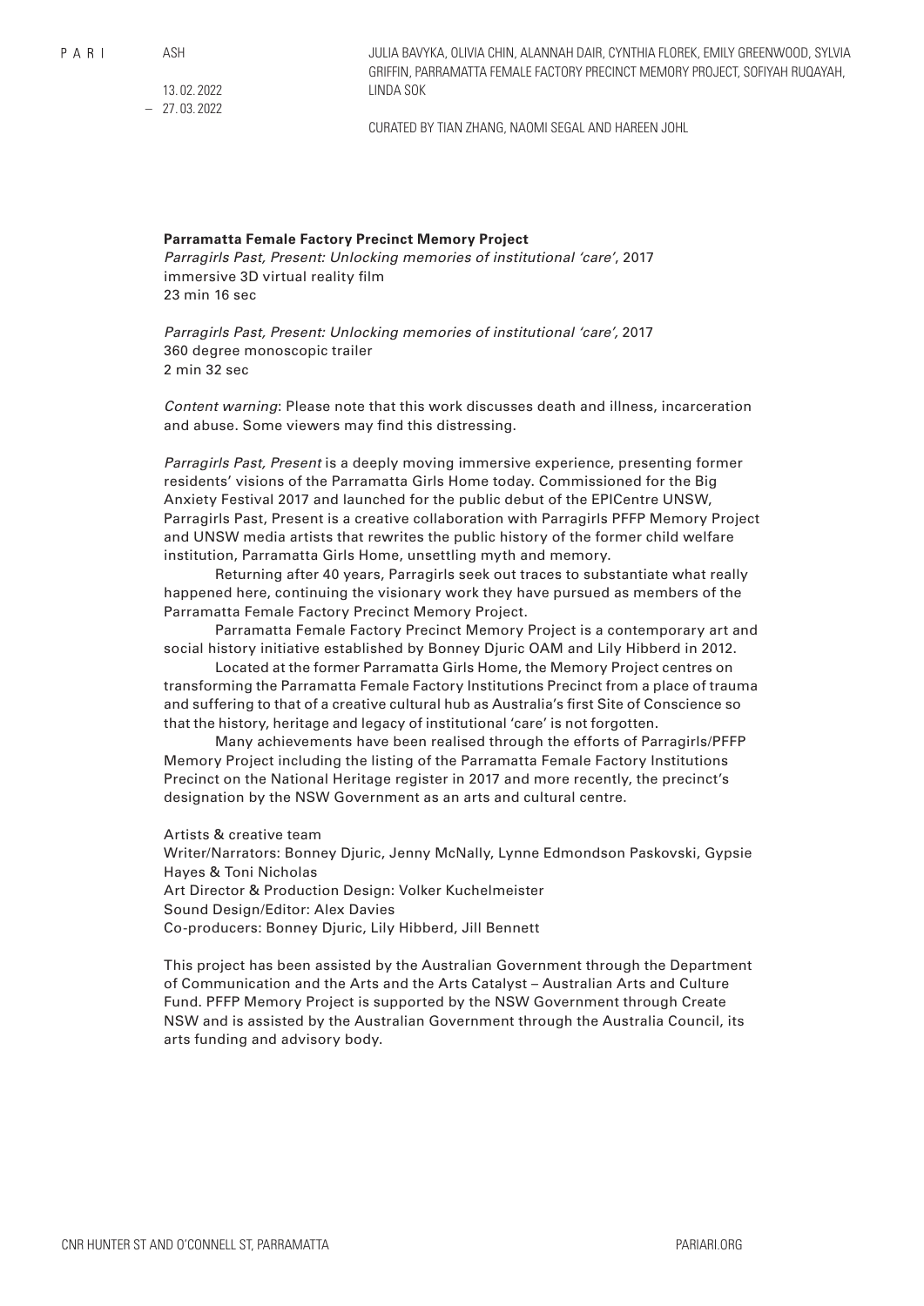**Parramatta Female Factory Precinct Memory Project**
*Parragirls Past, Present: Unlocking memories of institutional 'care'*, 2017
immersive 3D virtual reality film
23 min 16 sec

*Parragirls Past, Present: Unlocking memories of institutional 'care',* 2017
360 degree monoscopic trailer
2 min 32 sec

*Content warning*: Please note that this work discusses death and illness, incarceration and abuse. Some viewers may find this distressing.

*Parragirls Past, Present* is a deeply moving immersive experience, presenting former residents' visions of the Parramatta Girls Home today. Commissioned for the Big Anxiety Festival 2017 and launched for the public debut of the EPICentre UNSW, Parragirls Past, Present is a creative collaboration with Parragirls PFFP Memory Project and UNSW media artists that rewrites the public history of the former child welfare institution, Parramatta Girls Home, unsettling myth and memory.

Returning after 40 years, Parragirls seek out traces to substantiate what really happened here, continuing the visionary work they have pursued as members of the Parramatta Female Factory Precinct Memory Project.

Parramatta Female Factory Precinct Memory Project is a contemporary art and social history initiative established by Bonney Djuric OAM and Lily Hibberd in 2012.

Located at the former Parramatta Girls Home, the Memory Project centres on transforming the Parramatta Female Factory Institutions Precinct from a place of trauma and suffering to that of a creative cultural hub as Australia's first Site of Conscience so that the history, heritage and legacy of institutional 'care' is not forgotten.

Many achievements have been realised through the efforts of Parragirls/PFFP Memory Project including the listing of the Parramatta Female Factory Institutions Precinct on the National Heritage register in 2017 and more recently, the precinct's designation by the NSW Government as an arts and cultural centre.

Artists & creative team
Writer/Narrators: Bonney Djuric, Jenny McNally, Lynne Edmondson Paskovski, Gypsie Hayes & Toni Nicholas
Art Director & Production Design: Volker Kuchelmeister
Sound Design/Editor: Alex Davies
Co-producers: Bonney Djuric, Lily Hibberd, Jill Bennett

This project has been assisted by the Australian Government through the Department of Communication and the Arts and the Arts Catalyst – Australian Arts and Culture Fund. PFFP Memory Project is supported by the NSW Government through Create NSW and is assisted by the Australian Government through the Australia Council, its arts funding and advisory body.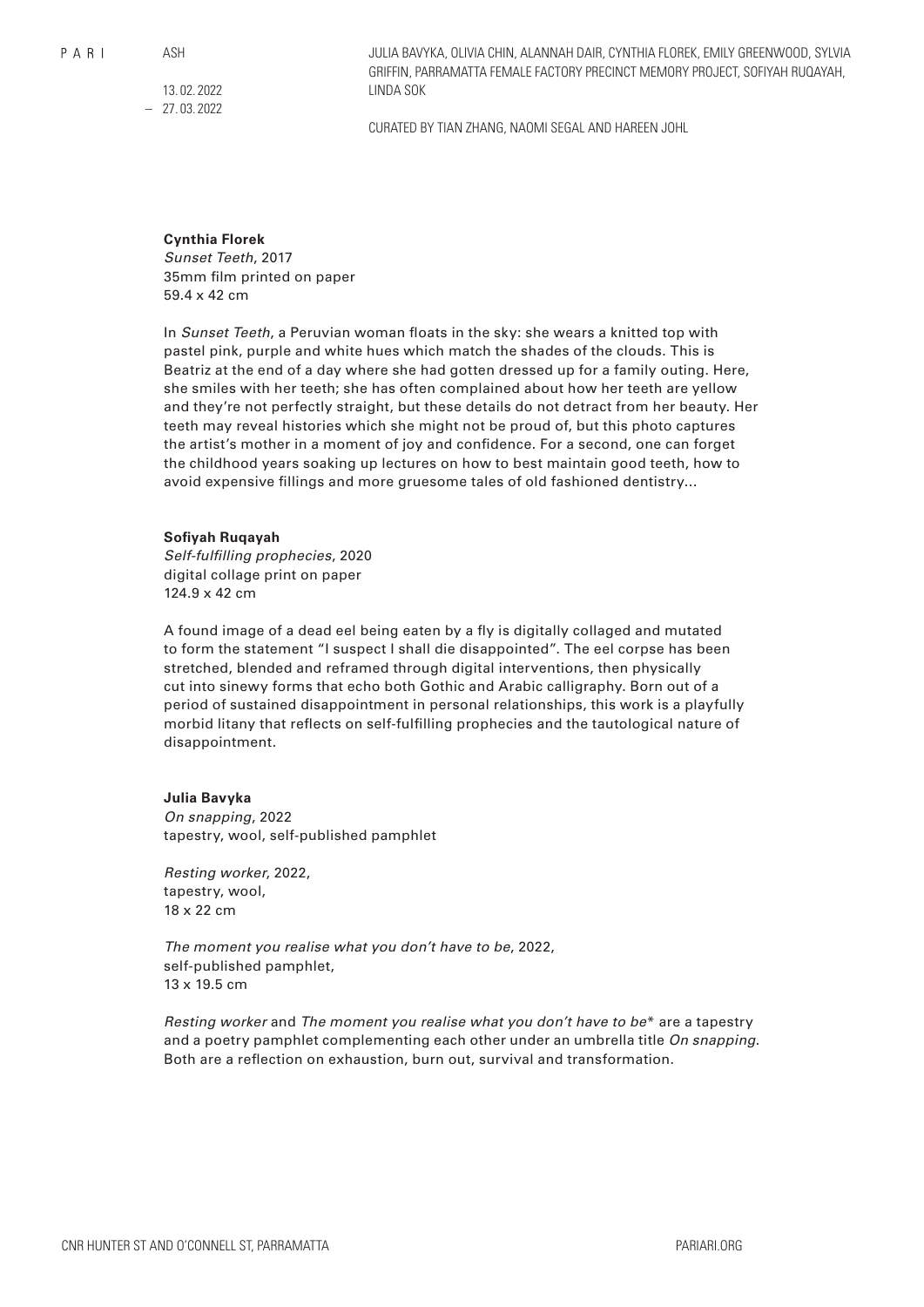**Cynthia Florek**
*Sunset Teeth*, 2017
35mm film printed on paper
59.4 x 42 cm

In *Sunset Teeth*, a Peruvian woman floats in the sky: she wears a knitted top with pastel pink, purple and white hues which match the shades of the clouds. This is Beatriz at the end of a day where she had gotten dressed up for a family outing. Here, she smiles with her teeth; she has often complained about how her teeth are yellow and they're not perfectly straight, but these details do not detract from her beauty. Her teeth may reveal histories which she might not be proud of, but this photo captures the artist's mother in a moment of joy and confidence. For a second, one can forget the childhood years soaking up lectures on how to best maintain good teeth, how to avoid expensive fillings and more gruesome tales of old fashioned dentistry...

**Sofiyah Ruqayah**
*Self-fulfilling prophecies*, 2020
digital collage print on paper
124.9 x 42 cm

A found image of a dead eel being eaten by a fly is digitally collaged and mutated to form the statement "I suspect I shall die disappointed". The eel corpse has been stretched, blended and reframed through digital interventions, then physically cut into sinewy forms that echo both Gothic and Arabic calligraphy. Born out of a period of sustained disappointment in personal relationships, this work is a playfully morbid litany that reflects on self-fulfilling prophecies and the tautological nature of disappointment.

**Julia Bavyka**
*On snapping*, 2022
tapestry, wool, self-published pamphlet

*Resting worker*, 2022,
tapestry, wool,
18 x 22 cm

*The moment you realise what you don't have to be*, 2022,
self-published pamphlet,
13 x 19.5 cm

*Resting worker* and *The moment you realise what you don't have to be** are a tapestry and a poetry pamphlet complementing each other under an umbrella title *On snapping.* Both are a reflection on exhaustion, burn out, survival and transformation.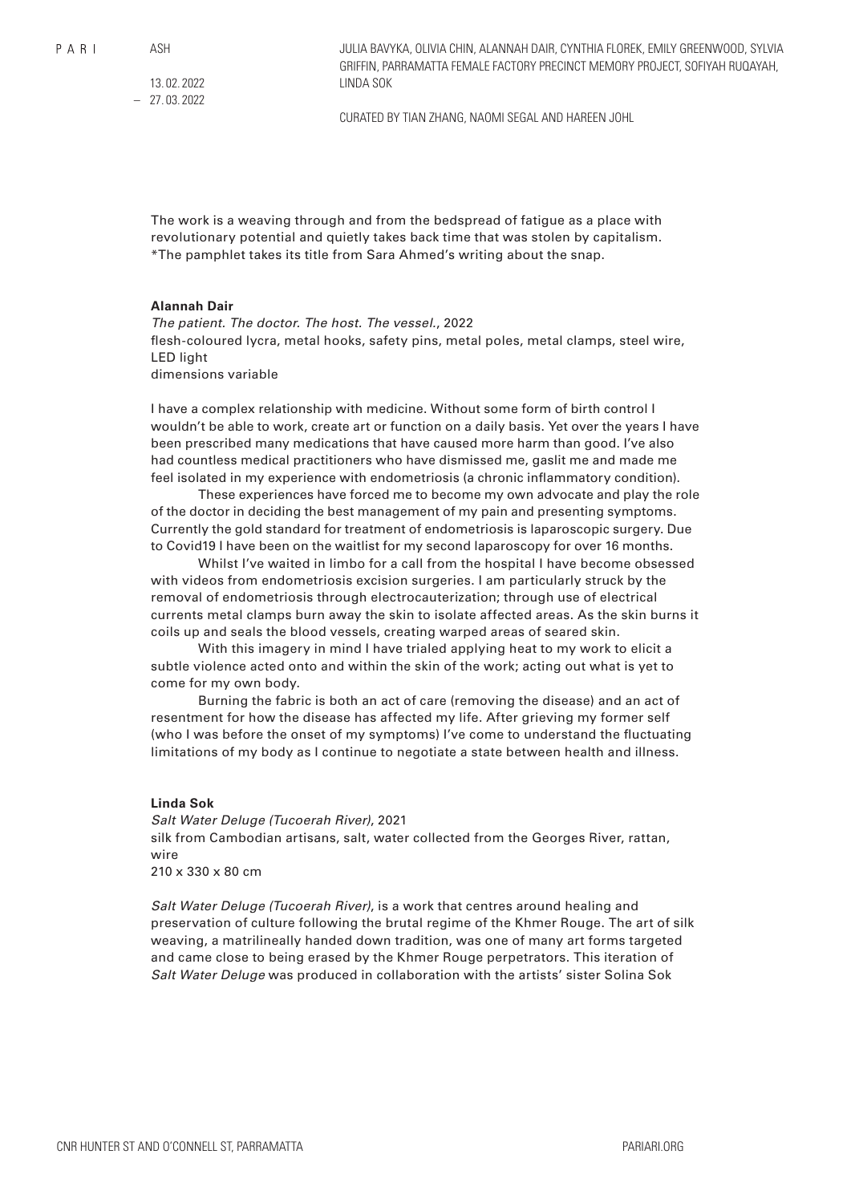The work is a weaving through and from the bedspread of fatigue as a place with revolutionary potential and quietly takes back time that was stolen by capitalism.
*The pamphlet takes its title from Sara Ahmed's writing about the snap.

**Alannah Dair**
*The patient. The doctor. The host. The vessel.*, 2022
flesh-coloured lycra, metal hooks, safety pins, metal poles, metal clamps, steel wire, LED light
dimensions variable

I have a complex relationship with medicine. Without some form of birth control I wouldn't be able to work, create art or function on a daily basis. Yet over the years I have been prescribed many medications that have caused more harm than good. I've also had countless medical practitioners who have dismissed me, gaslit me and made me feel isolated in my experience with endometriosis (a chronic inflammatory condition).

These experiences have forced me to become my own advocate and play the role of the doctor in deciding the best management of my pain and presenting symptoms. Currently the gold standard for treatment of endometriosis is laparoscopic surgery. Due to Covid19 I have been on the waitlist for my second laparoscopy for over 16 months.

Whilst I've waited in limbo for a call from the hospital I have become obsessed with videos from endometriosis excision surgeries. I am particularly struck by the removal of endometriosis through electrocauterization; through use of electrical currents metal clamps burn away the skin to isolate affected areas. As the skin burns it coils up and seals the blood vessels, creating warped areas of seared skin.

With this imagery in mind I have trialed applying heat to my work to elicit a subtle violence acted onto and within the skin of the work; acting out what is yet to come for my own body.

Burning the fabric is both an act of care (removing the disease) and an act of resentment for how the disease has affected my life. After grieving my former self (who I was before the onset of my symptoms) I've come to understand the fluctuating limitations of my body as I continue to negotiate a state between health and illness.

**Linda Sok**
*Salt Water Deluge (Tucoerah River)*, 2021
silk from Cambodian artisans, salt, water collected from the Georges River, rattan, wire
210 x 330 x 80 cm

*Salt Water Deluge (Tucoerah River)*, is a work that centres around healing and preservation of culture following the brutal regime of the Khmer Rouge. The art of silk weaving, a matrilineally handed down tradition, was one of many art forms targeted and came close to being erased by the Khmer Rouge perpetrators. This iteration of *Salt Water Deluge* was produced in collaboration with the artists' sister Solina Sok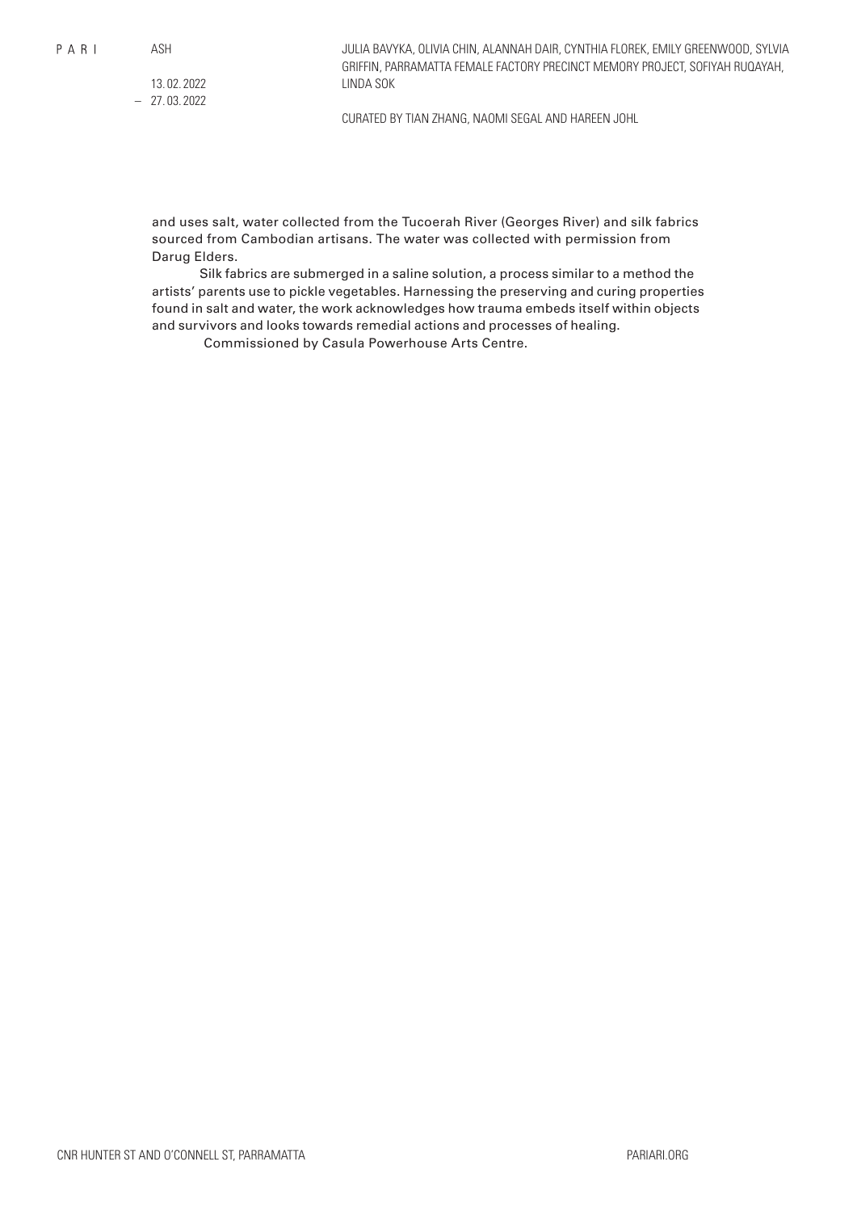and uses salt, water collected from the Tucoerah River (Georges River) and silk fabrics sourced from Cambodian artisans. The water was collected with permission from Darug Elders.

Silk fabrics are submerged in a saline solution, a process similar to a method the artists' parents use to pickle vegetables. Harnessing the preserving and curing properties found in salt and water, the work acknowledges how trauma embeds itself within objects and survivors and looks towards remedial actions and processes of healing.

Commissioned by Casula Powerhouse Arts Centre.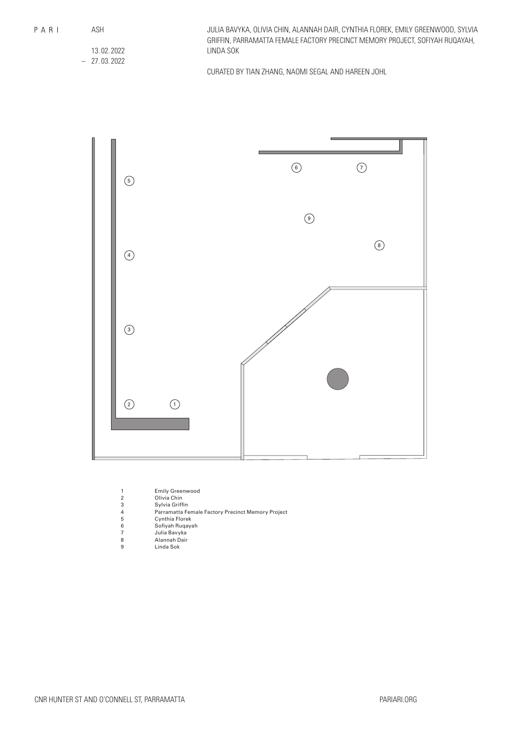PARI

ASH

13. 02. 2022
– 27. 03. 2022

JULIA BAVYKA, OLIVIA CHIN, ALANNAH DAIR, CYNTHIA FLOREK, EMILY GREENWOOD, SYLVIA GRIFFIN, PARRAMATTA FEMALE FACTORY PRECINCT MEMORY PROJECT, SOFIYAH RUQAYAH, LINDA SOK

CURATED BY TIAN ZHANG, NAOMI SEGAL AND HAREEN JOHL

5
4
3
2
1
6
7
9
8

| | |
|---|---|
| 1 | Emily Greenwood |
| 2 | Olivia Chin |
| 3 | Sylvia Griffin |
| 4 | Parramatta Female Factory Precinct Memory Project |
| 5 | Cynthia Florek |
| 6 | Sofiyah Ruqayah |
| 7 | Julia Bavyka |
| 8 | Alannah Dair |
| 9 | Linda Sok |

CNR HUNTER ST AND O'CONNELL ST, PARRAMATTA

PARIARI.ORG